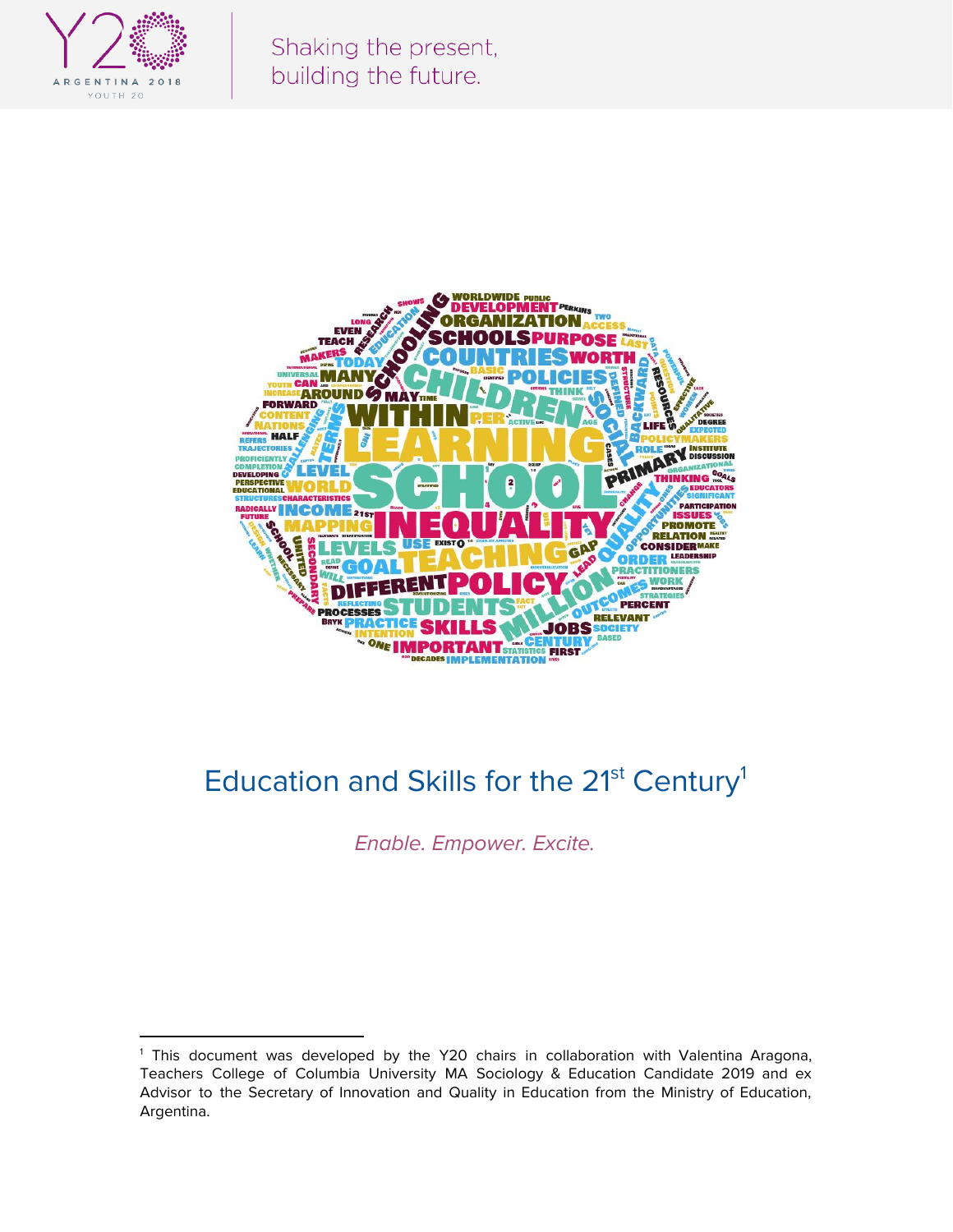# Education and Skills for the 21st Century[1]

*Enable. Empower. Excite.*

[1] This document was developed by the Y20 chairs in collaboration with Valentina Aragona, Teachers College of Columbia University MA Sociology & Education Candidate 2019 and ex Advisor to the Secretary of Innovation and Quality in Education from the Ministry of Education, Argentina.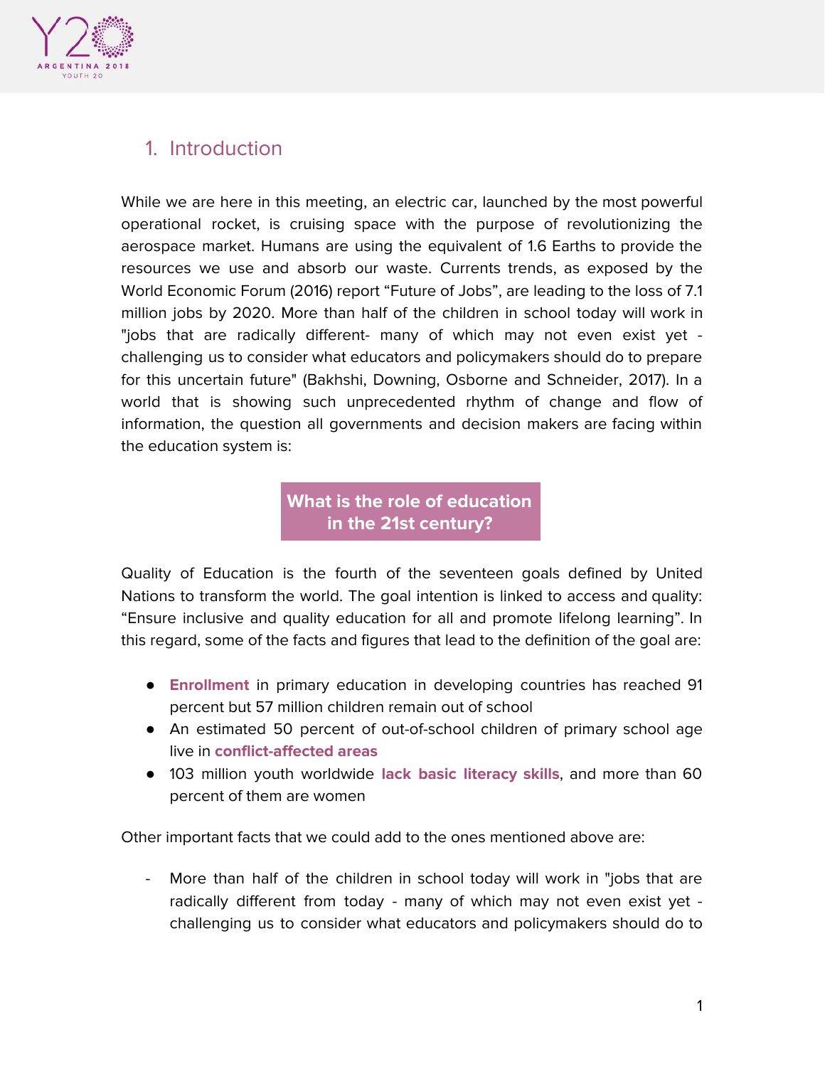## 1. Introduction

While we are here in this meeting, an electric car, launched by the most powerful operational rocket, is cruising space with the purpose of revolutionizing the aerospace market. Humans are using the equivalent of 1.6 Earths to provide the resources we use and absorb our waste. Currents trends, as exposed by the World Economic Forum (2016) report "Future of Jobs", are leading to the loss of 7.1 million jobs by 2020. More than half of the children in school today will work in "jobs that are radically different- many of which may not even exist yet - challenging us to consider what educators and policymakers should do to prepare for this uncertain future" (Bakhshi, Downing, Osborne and Schneider, 2017). In a world that is showing such unprecedented rhythm of change and flow of information, the question all governments and decision makers are facing within the education system is:

**What is the role of education in the 21st century?**

Quality of Education is the fourth of the seventeen goals defined by United Nations to transform the world. The goal intention is linked to access and quality: "Ensure inclusive and quality education for all and promote lifelong learning". In this regard, some of the facts and figures that lead to the definition of the goal are:

- **Enrollment** in primary education in developing countries has reached 91 percent but 57 million children remain out of school
- An estimated 50 percent of out-of-school children of primary school age live in **conflict-affected areas**
- 103 million youth worldwide **lack basic literacy skills**, and more than 60 percent of them are women

Other important facts that we could add to the ones mentioned above are:

- More than half of the children in school today will work in "jobs that are radically different from today - many of which may not even exist yet - challenging us to consider what educators and policymakers should do to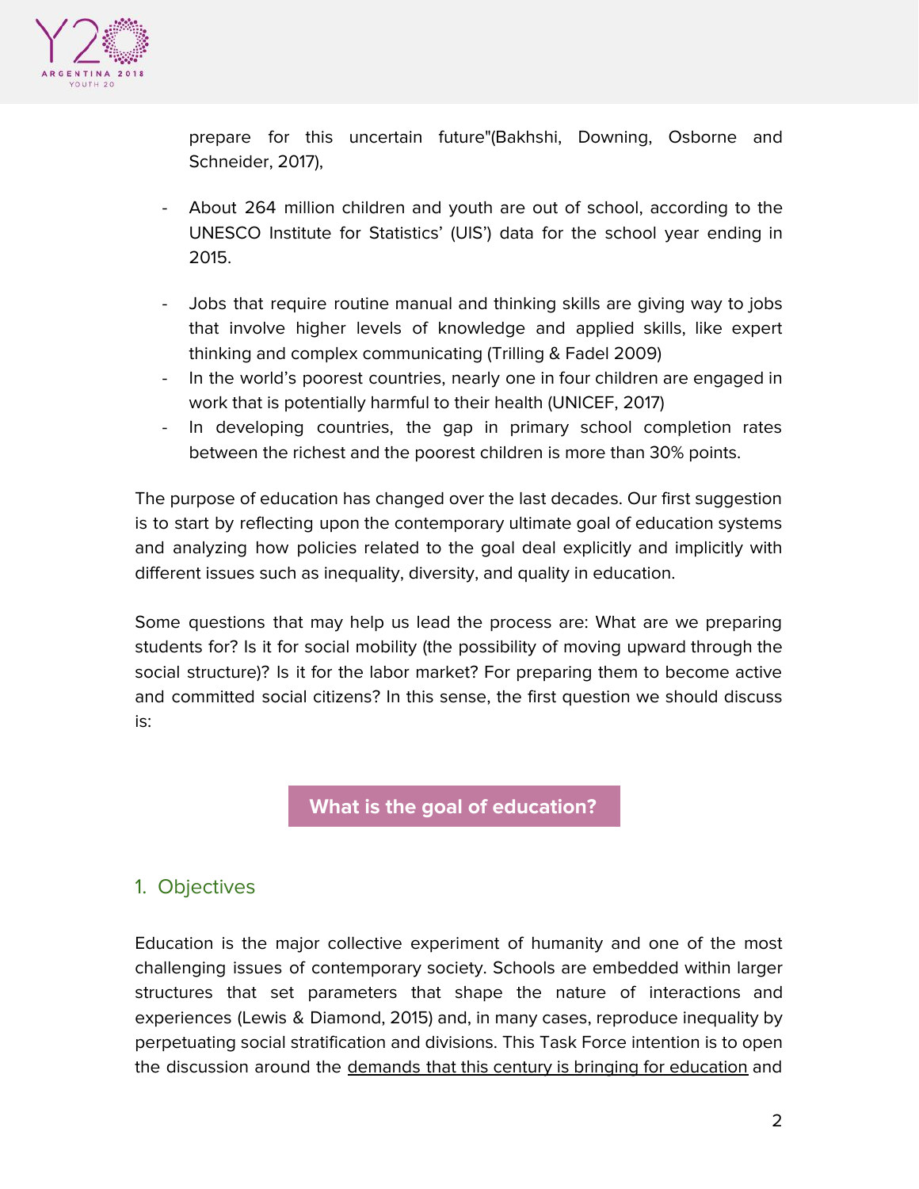prepare for this uncertain future"(Bakhshi, Downing, Osborne and Schneider, 2017),

- About 264 million children and youth are out of school, according to the UNESCO Institute for Statistics' (UIS') data for the school year ending in 2015.
- Jobs that require routine manual and thinking skills are giving way to jobs that involve higher levels of knowledge and applied skills, like expert thinking and complex communicating (Trilling & Fadel 2009)
- In the world's poorest countries, nearly one in four children are engaged in work that is potentially harmful to their health (UNICEF, 2017)
- In developing countries, the gap in primary school completion rates between the richest and the poorest children is more than 30% points.

The purpose of education has changed over the last decades. Our first suggestion is to start by reflecting upon the contemporary ultimate goal of education systems and analyzing how policies related to the goal deal explicitly and implicitly with different issues such as inequality, diversity, and quality in education.

Some questions that may help us lead the process are: What are we preparing students for? Is it for social mobility (the possibility of moving upward through the social structure)? Is it for the labor market? For preparing them to become active and committed social citizens? In this sense, the first question we should discuss is:

**What is the goal of education?**

## 1. Objectives

Education is the major collective experiment of humanity and one of the most challenging issues of contemporary society. Schools are embedded within larger structures that set parameters that shape the nature of interactions and experiences (Lewis & Diamond, 2015) and, in many cases, reproduce inequality by perpetuating social stratification and divisions. This Task Force intention is to open the discussion around the demands that this century is bringing for education and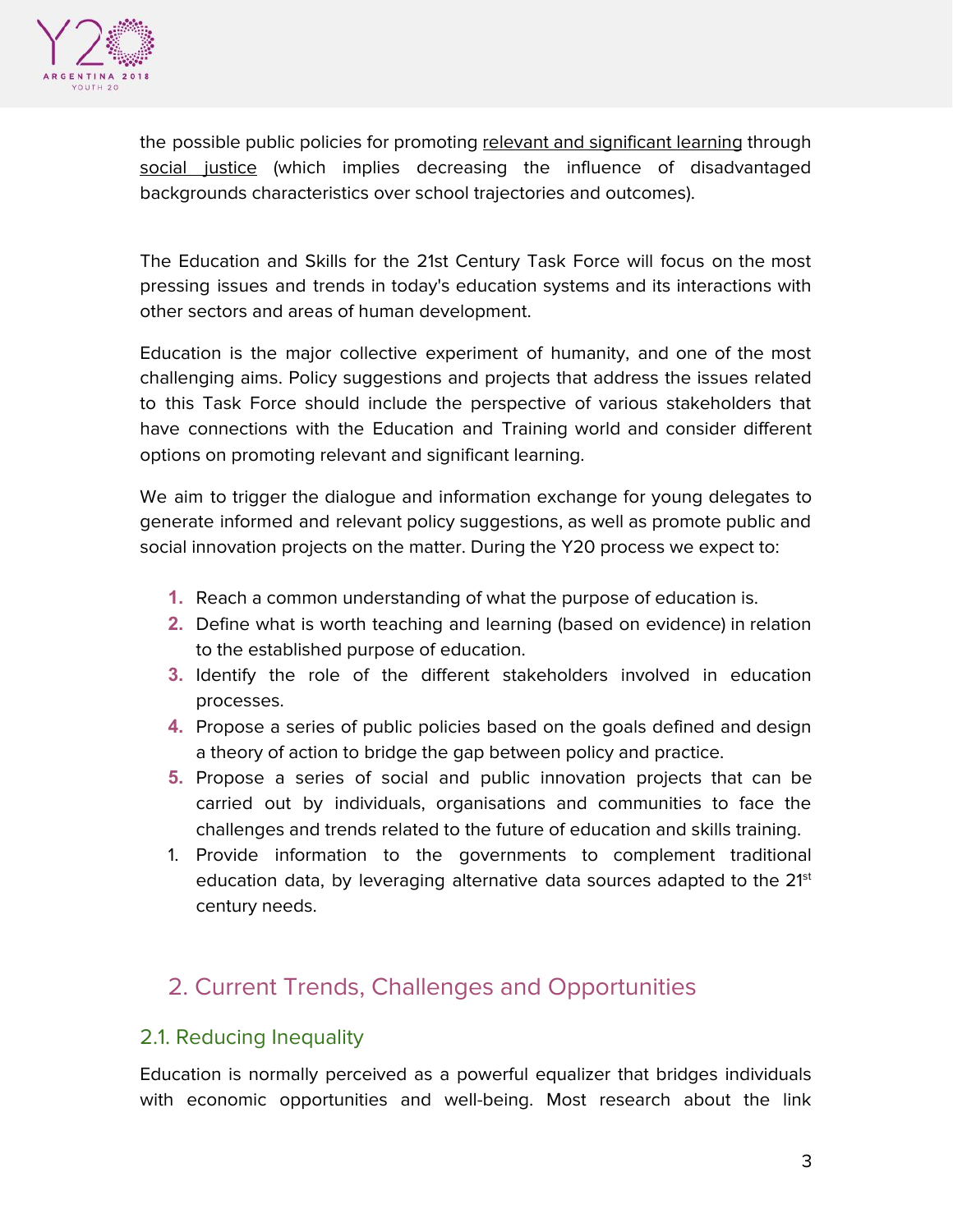the possible public policies for promoting relevant and significant learning through social justice (which implies decreasing the influence of disadvantaged backgrounds characteristics over school trajectories and outcomes).

The Education and Skills for the 21st Century Task Force will focus on the most pressing issues and trends in today's education systems and its interactions with other sectors and areas of human development.

Education is the major collective experiment of humanity, and one of the most challenging aims. Policy suggestions and projects that address the issues related to this Task Force should include the perspective of various stakeholders that have connections with the Education and Training world and consider different options on promoting relevant and significant learning.

We aim to trigger the dialogue and information exchange for young delegates to generate informed and relevant policy suggestions, as well as promote public and social innovation projects on the matter. During the Y20 process we expect to:

1. Reach a common understanding of what the purpose of education is.
2. Define what is worth teaching and learning (based on evidence) in relation to the established purpose of education.
3. Identify the role of the different stakeholders involved in education processes.
4. Propose a series of public policies based on the goals defined and design a theory of action to bridge the gap between policy and practice.
5. Propose a series of social and public innovation projects that can be carried out by individuals, organisations and communities to face the challenges and trends related to the future of education and skills training.
6. Provide information to the governments to complement traditional education data, by leveraging alternative data sources adapted to the 21st century needs.

## 2. Current Trends, Challenges and Opportunities

### 2.1. Reducing Inequality

Education is normally perceived as a powerful equalizer that bridges individuals with economic opportunities and well-being. Most research about the link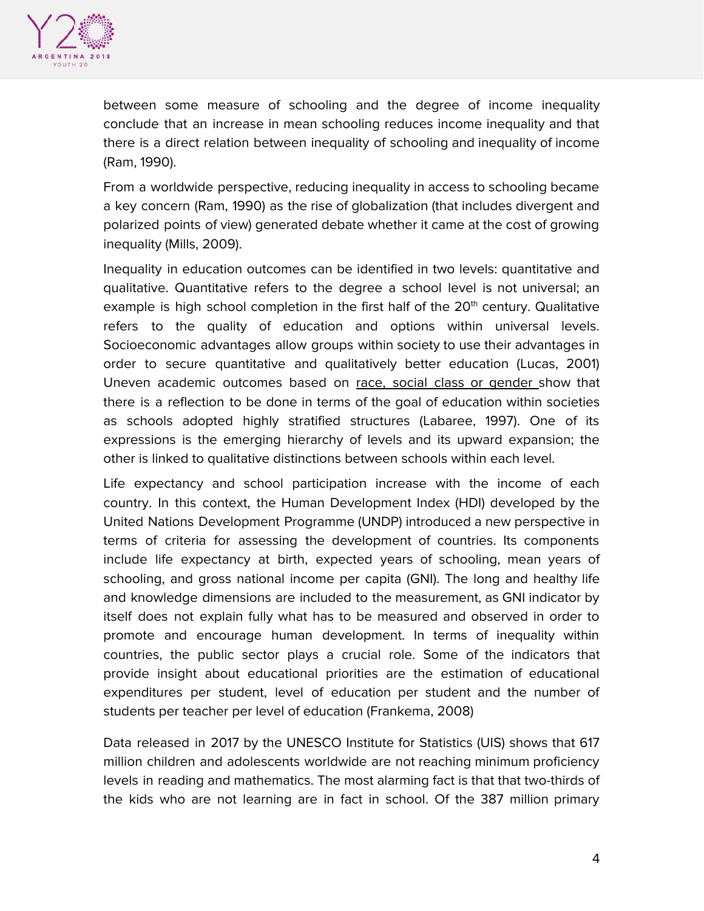between some measure of schooling and the degree of income inequality conclude that an increase in mean schooling reduces income inequality and that there is a direct relation between inequality of schooling and inequality of income (Ram, 1990).

From a worldwide perspective, reducing inequality in access to schooling became a key concern (Ram, 1990) as the rise of globalization (that includes divergent and polarized points of view) generated debate whether it came at the cost of growing inequality (Mills, 2009).

Inequality in education outcomes can be identified in two levels: quantitative and qualitative. Quantitative refers to the degree a school level is not universal; an example is high school completion in the first half of the 20th century. Qualitative refers to the quality of education and options within universal levels. Socioeconomic advantages allow groups within society to use their advantages in order to secure quantitative and qualitatively better education (Lucas, 2001) Uneven academic outcomes based on race, social class or gender show that there is a reflection to be done in terms of the goal of education within societies as schools adopted highly stratified structures (Labaree, 1997). One of its expressions is the emerging hierarchy of levels and its upward expansion; the other is linked to qualitative distinctions between schools within each level.

Life expectancy and school participation increase with the income of each country. In this context, the Human Development Index (HDI) developed by the United Nations Development Programme (UNDP) introduced a new perspective in terms of criteria for assessing the development of countries. Its components include life expectancy at birth, expected years of schooling, mean years of schooling, and gross national income per capita (GNI). The long and healthy life and knowledge dimensions are included to the measurement, as GNI indicator by itself does not explain fully what has to be measured and observed in order to promote and encourage human development. In terms of inequality within countries, the public sector plays a crucial role. Some of the indicators that provide insight about educational priorities are the estimation of educational expenditures per student, level of education per student and the number of students per teacher per level of education (Frankema, 2008)

Data released in 2017 by the UNESCO Institute for Statistics (UIS) shows that 617 million children and adolescents worldwide are not reaching minimum proficiency levels in reading and mathematics. The most alarming fact is that that two-thirds of the kids who are not learning are in fact in school. Of the 387 million primary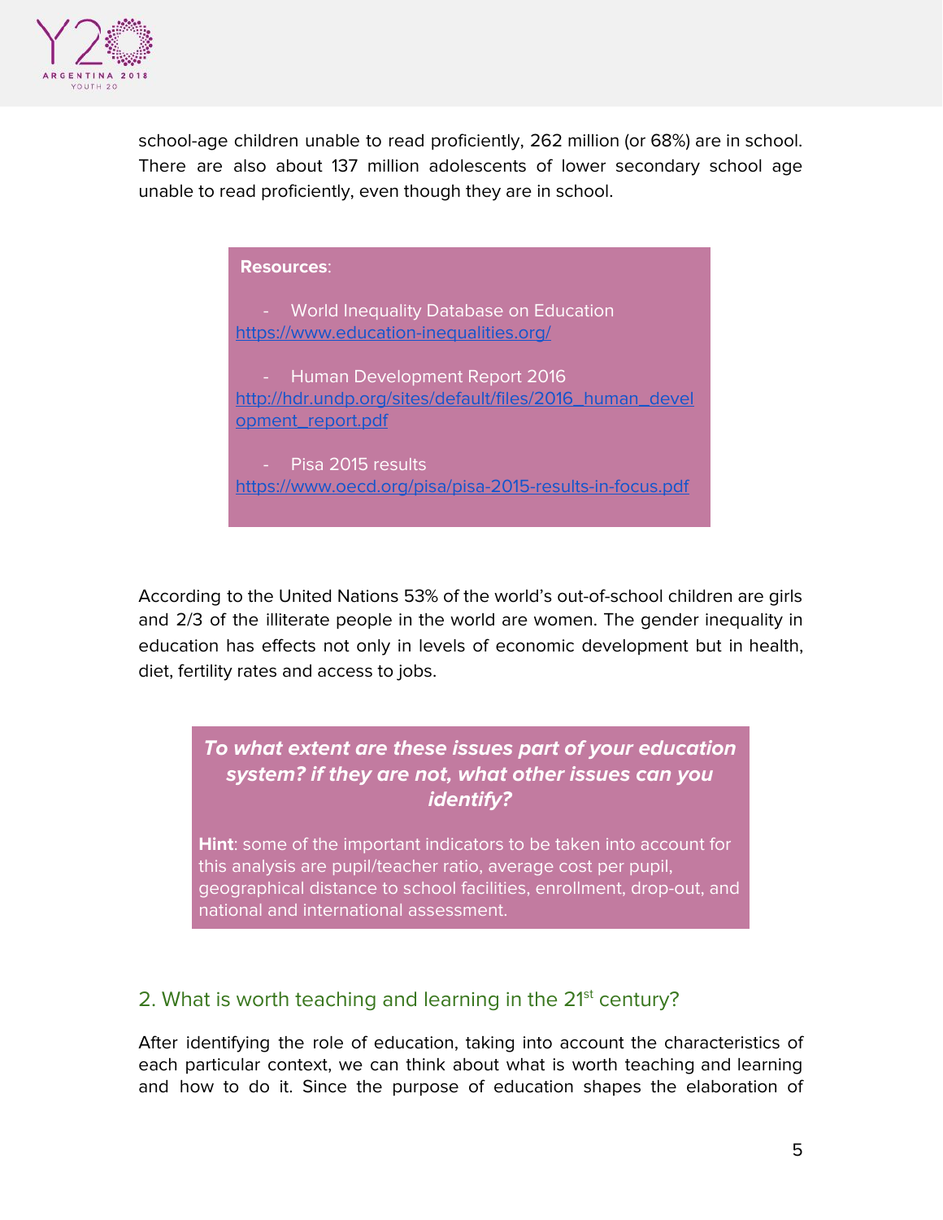school-age children unable to read proficiently, 262 million (or 68%) are in school. There are also about 137 million adolescents of lower secondary school age unable to read proficiently, even though they are in school.

**Resources**:

- World Inequality Database on Education https://www.education-inequalities.org/
- Human Development Report 2016 http://hdr.undp.org/sites/default/files/2016_human_development_report.pdf
- Pisa 2015 results https://www.oecd.org/pisa/pisa-2015-results-in-focus.pdf

According to the United Nations 53% of the world's out-of-school children are girls and 2/3 of the illiterate people in the world are women. The gender inequality in education has effects not only in levels of economic development but in health, diet, fertility rates and access to jobs.

***To what extent are these issues part of your education system? if they are not, what other issues can you identify?***

**Hint**: some of the important indicators to be taken into account for this analysis are pupil/teacher ratio, average cost per pupil, geographical distance to school facilities, enrollment, drop-out, and national and international assessment.

## 2. What is worth teaching and learning in the 21st century?

After identifying the role of education, taking into account the characteristics of each particular context, we can think about what is worth teaching and learning and how to do it. Since the purpose of education shapes the elaboration of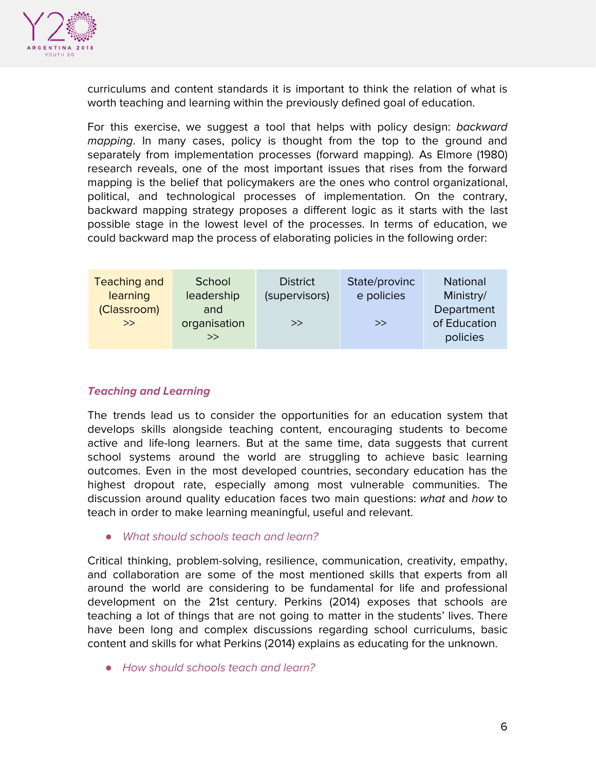curriculums and content standards it is important to think the relation of what is worth teaching and learning within the previously defined goal of education.

For this exercise, we suggest a tool that helps with policy design: *backward mapping*. In many cases, policy is thought from the top to the ground and separately from implementation processes (forward mapping). As Elmore (1980) research reveals, one of the most important issues that rises from the forward mapping is the belief that policymakers are the ones who control organizational, political, and technological processes of implementation. On the contrary, backward mapping strategy proposes a different logic as it starts with the last possible stage in the lowest level of the processes. In terms of education, we could backward map the process of elaborating policies in the following order:

| Teaching and learning (Classroom) >> | School leadership and organisation >> | District (supervisors) >> | State/province policies >> | National Ministry/ Department of Education policies |
|---|---|---|---|---|

### *Teaching and Learning*

The trends lead us to consider the opportunities for an education system that develops skills alongside teaching content, encouraging students to become active and life-long learners. But at the same time, data suggests that current school systems around the world are struggling to achieve basic learning outcomes. Even in the most developed countries, secondary education has the highest dropout rate, especially among most vulnerable communities. The discussion around quality education faces two main questions: *what* and *how* to teach in order to make learning meaningful, useful and relevant.

- *What should schools teach and learn?*

Critical thinking, problem-solving, resilience, communication, creativity, empathy, and collaboration are some of the most mentioned skills that experts from all around the world are considering to be fundamental for life and professional development on the 21st century. Perkins (2014) exposes that schools are teaching a lot of things that are not going to matter in the students' lives. There have been long and complex discussions regarding school curriculums, basic content and skills for what Perkins (2014) explains as educating for the unknown.

- *How should schools teach and learn?*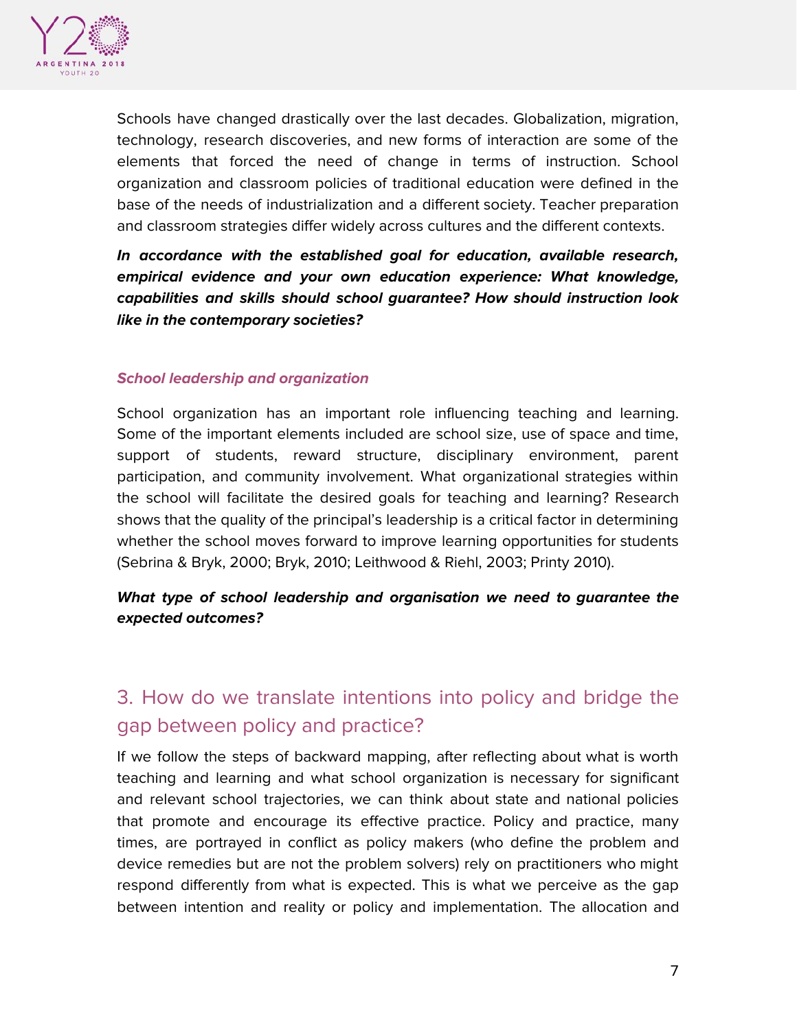Schools have changed drastically over the last decades. Globalization, migration, technology, research discoveries, and new forms of interaction are some of the elements that forced the need of change in terms of instruction. School organization and classroom policies of traditional education were defined in the base of the needs of industrialization and a different society. Teacher preparation and classroom strategies differ widely across cultures and the different contexts.

***In accordance with the established goal for education, available research, empirical evidence and your own education experience: What knowledge, capabilities and skills should school guarantee? How should instruction look like in the contemporary societies?***

### *School leadership and organization*

School organization has an important role influencing teaching and learning. Some of the important elements included are school size, use of space and time, support of students, reward structure, disciplinary environment, parent participation, and community involvement. What organizational strategies within the school will facilitate the desired goals for teaching and learning? Research shows that the quality of the principal's leadership is a critical factor in determining whether the school moves forward to improve learning opportunities for students (Sebrina & Bryk, 2000; Bryk, 2010; Leithwood & Riehl, 2003; Printy 2010).

***What type of school leadership and organisation we need to guarantee the expected outcomes?***

## 3. How do we translate intentions into policy and bridge the gap between policy and practice?

If we follow the steps of backward mapping, after reflecting about what is worth teaching and learning and what school organization is necessary for significant and relevant school trajectories, we can think about state and national policies that promote and encourage its effective practice. Policy and practice, many times, are portrayed in conflict as policy makers (who define the problem and device remedies but are not the problem solvers) rely on practitioners who might respond differently from what is expected. This is what we perceive as the gap between intention and reality or policy and implementation. The allocation and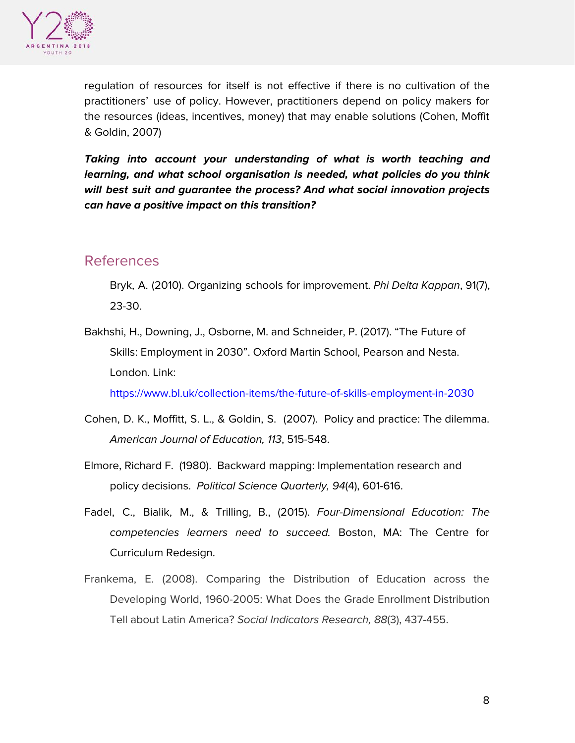regulation of resources for itself is not effective if there is no cultivation of the practitioners' use of policy. However, practitioners depend on policy makers for the resources (ideas, incentives, money) that may enable solutions (Cohen, Moffit & Goldin, 2007)

***Taking into account your understanding of what is worth teaching and learning, and what school organisation is needed, what policies do you think will best suit and guarantee the process? And what social innovation projects can have a positive impact on this transition?***

## References

Bryk, A. (2010). Organizing schools for improvement. *Phi Delta Kappan*, 91(7), 23-30.

Bakhshi, H., Downing, J., Osborne, M. and Schneider, P. (2017). "The Future of Skills: Employment in 2030". Oxford Martin School, Pearson and Nesta. London. Link: https://www.bl.uk/collection-items/the-future-of-skills-employment-in-2030

Cohen, D. K., Moffitt, S. L., & Goldin, S. (2007). Policy and practice: The dilemma. *American Journal of Education, 113*, 515-548.

Elmore, Richard F. (1980). Backward mapping: Implementation research and policy decisions. *Political Science Quarterly, 94*(4), 601-616.

Fadel, C., Bialik, M., & Trilling, B., (2015). *Four-Dimensional Education: The competencies learners need to succeed.* Boston, MA: The Centre for Curriculum Redesign.

Frankema, E. (2008). Comparing the Distribution of Education across the Developing World, 1960-2005: What Does the Grade Enrollment Distribution Tell about Latin America? *Social Indicators Research, 88*(3), 437-455.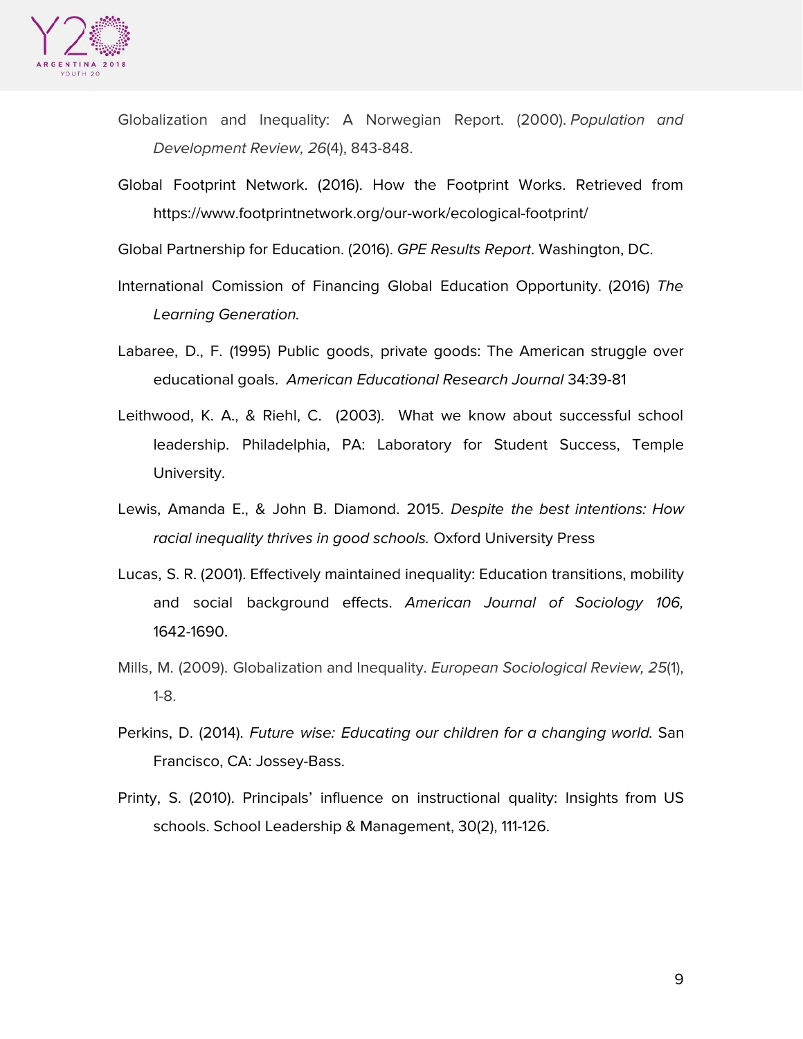Globalization and Inequality: A Norwegian Report. (2000). *Population and Development Review, 26*(4), 843-848.

Global Footprint Network. (2016). How the Footprint Works. Retrieved from https://www.footprintnetwork.org/our-work/ecological-footprint/

Global Partnership for Education. (2016). *GPE Results Report*. Washington, DC.

International Comission of Financing Global Education Opportunity. (2016) *The Learning Generation.*

Labaree, D., F. (1995) Public goods, private goods: The American struggle over educational goals. *American Educational Research Journal* 34:39-81

Leithwood, K. A., & Riehl, C. (2003). What we know about successful school leadership. Philadelphia, PA: Laboratory for Student Success, Temple University.

Lewis, Amanda E., & John B. Diamond. 2015. *Despite the best intentions: How racial inequality thrives in good schools.* Oxford University Press

Lucas, S. R. (2001). Effectively maintained inequality: Education transitions, mobility and social background effects. *American Journal of Sociology 106,* 1642-1690.

Mills, M. (2009). Globalization and Inequality. *European Sociological Review, 25*(1), 1-8.

Perkins, D. (2014). *Future wise: Educating our children for a changing world.* San Francisco, CA: Jossey-Bass.

Printy, S. (2010). Principals' influence on instructional quality: Insights from US schools. School Leadership & Management, 30(2), 111-126.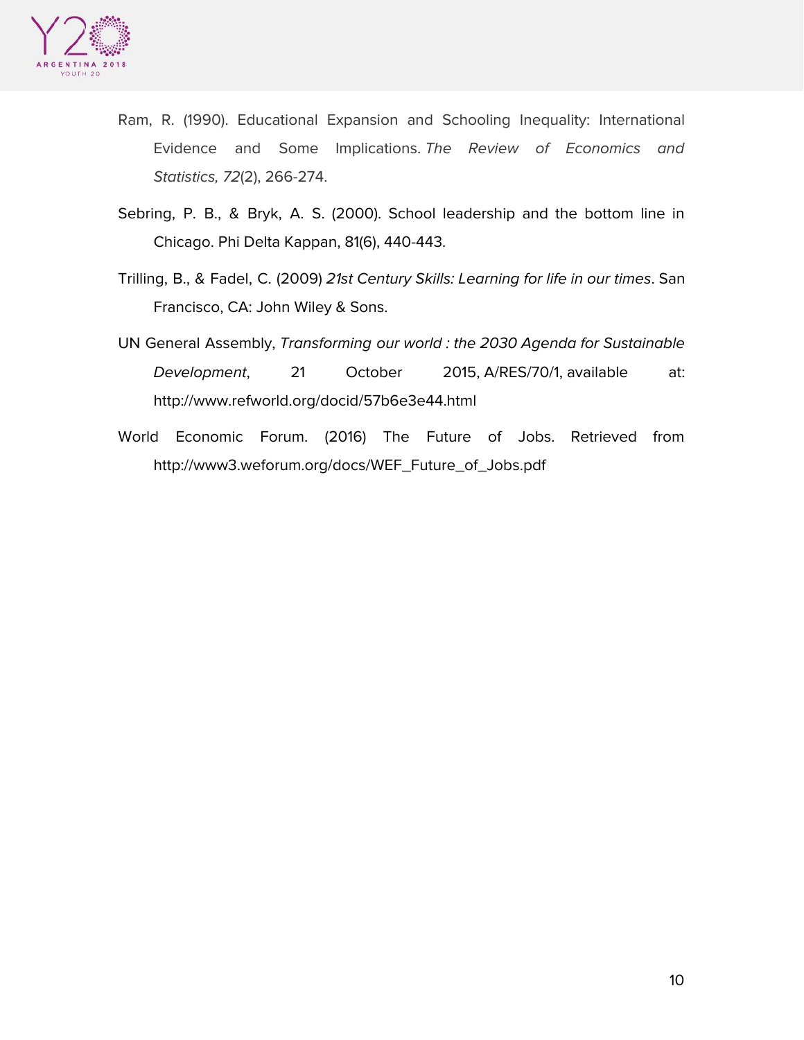Ram, R. (1990). Educational Expansion and Schooling Inequality: International Evidence and Some Implications. *The Review of Economics and Statistics, 72*(2), 266-274.

Sebring, P. B., & Bryk, A. S. (2000). School leadership and the bottom line in Chicago. Phi Delta Kappan, 81(6), 440-443.

Trilling, B., & Fadel, C. (2009) *21st Century Skills: Learning for life in our times*. San Francisco, CA: John Wiley & Sons.

UN General Assembly, *Transforming our world : the 2030 Agenda for Sustainable Development*, 21 October 2015, A/RES/70/1, available at: http://www.refworld.org/docid/57b6e3e44.html

World Economic Forum. (2016) The Future of Jobs. Retrieved from http://www3.weforum.org/docs/WEF_Future_of_Jobs.pdf